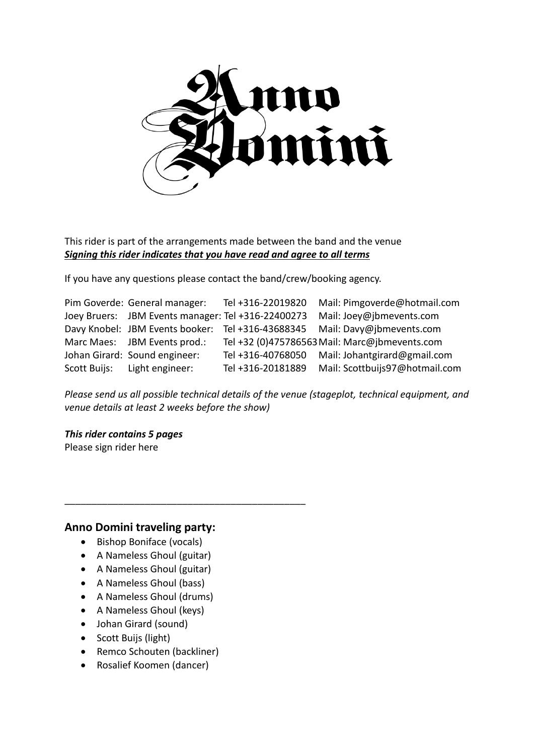This rider is part of the arrangements made between the band and the venue
***Signing this rider indicates that you have read and agree to all terms***

If you have any questions please contact the band/crew/booking agency.

| | | | |
|---|---|---|---|
| Pim Goverde: | General manager: | Tel +316-22019820 | Mail: Pimgoverde@hotmail.com |
| Joey Bruers: | JBM Events manager: | Tel +316-22400273 | Mail: Joey@jbmevents.com |
| Davy Knobel: | JBM Events booker: | Tel +316-43688345 | Mail: Davy@jbmevents.com |
| Marc Maes: | JBM Events prod.: | Tel +32 (0)475786563 | Mail: Marc@jbmevents.com |
| Johan Girard: | Sound engineer: | Tel +316-40768050 | Mail: Johantgirard@gmail.com |
| Scott Buijs: | Light engineer: | Tel +316-20181889 | Mail: Scottbuijs97@hotmail.com |

*Please send us all possible technical details of the venue (stageplot, technical equipment, and venue details at least 2 weeks before the show)*

***This rider contains 5 pages***
Please sign rider here

_____________________________________________

## Anno Domini traveling party:

- Bishop Boniface (vocals)
- A Nameless Ghoul (guitar)
- A Nameless Ghoul (guitar)
- A Nameless Ghoul (bass)
- A Nameless Ghoul (drums)
- A Nameless Ghoul (keys)
- Johan Girard (sound)
- Scott Buijs (light)
- Remco Schouten (backliner)
- Rosalief Koomen (dancer)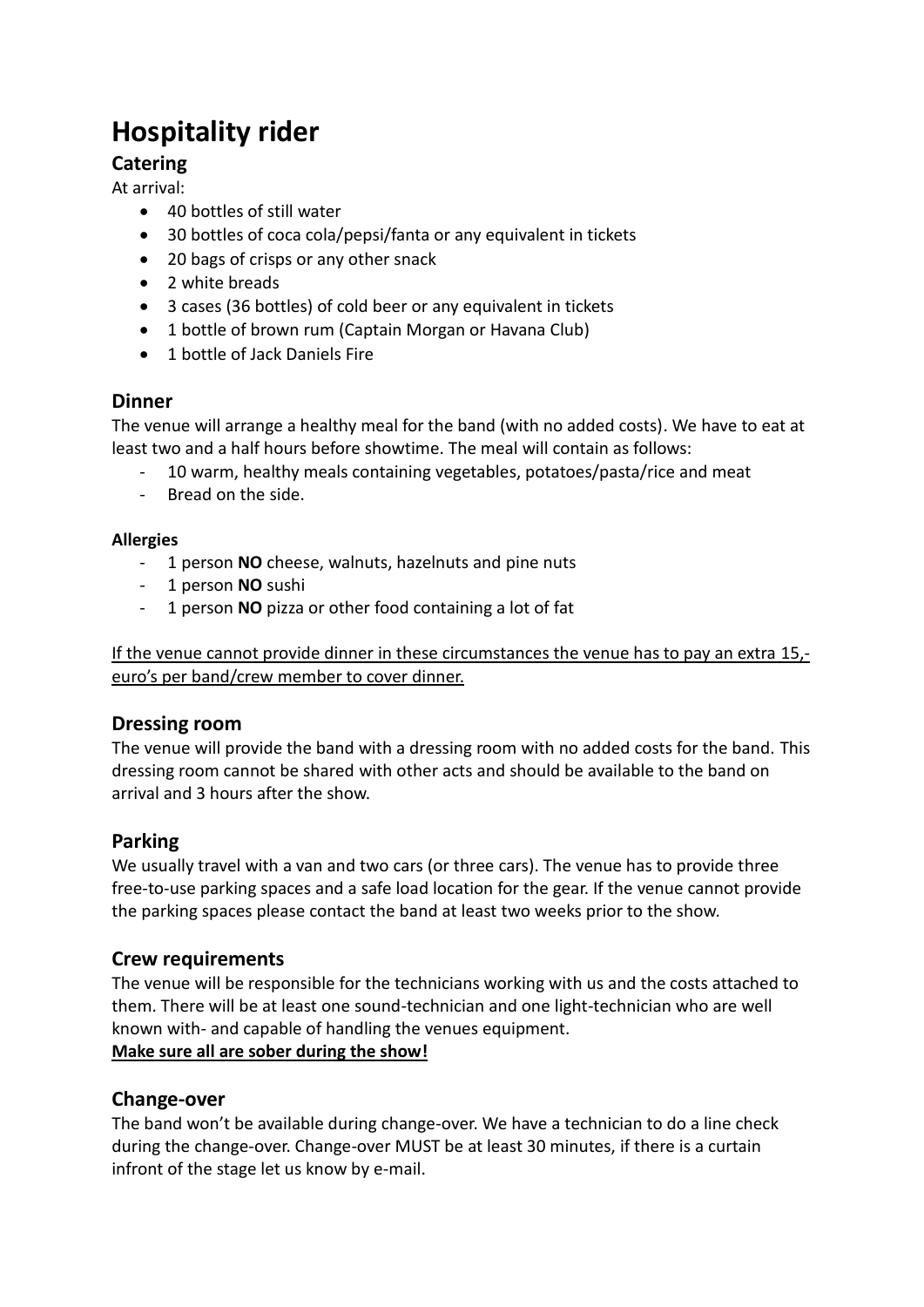# Hospitality rider

## Catering

At arrival:

- 40 bottles of still water
- 30 bottles of coca cola/pepsi/fanta or any equivalent in tickets
- 20 bags of crisps or any other snack
- 2 white breads
- 3 cases (36 bottles) of cold beer or any equivalent in tickets
- 1 bottle of brown rum (Captain Morgan or Havana Club)
- 1 bottle of Jack Daniels Fire

## Dinner

The venue will arrange a healthy meal for the band (with no added costs). We have to eat at least two and a half hours before showtime. The meal will contain as follows:

- 10 warm, healthy meals containing vegetables, potatoes/pasta/rice and meat
- Bread on the side.

**Allergies**

- 1 person **NO** cheese, walnuts, hazelnuts and pine nuts
- 1 person **NO** sushi
- 1 person **NO** pizza or other food containing a lot of fat

<u>If the venue cannot provide dinner in these circumstances the venue has to pay an extra 15,- euro's per band/crew member to cover dinner.</u>

## Dressing room

The venue will provide the band with a dressing room with no added costs for the band. This dressing room cannot be shared with other acts and should be available to the band on arrival and 3 hours after the show.

## Parking

We usually travel with a van and two cars (or three cars). The venue has to provide three free-to-use parking spaces and a safe load location for the gear. If the venue cannot provide the parking spaces please contact the band at least two weeks prior to the show.

## Crew requirements

The venue will be responsible for the technicians working with us and the costs attached to them. There will be at least one sound-technician and one light-technician who are well known with- and capable of handling the venues equipment.

**<u>Make sure all are sober during the show!</u>**

## Change-over

The band won't be available during change-over. We have a technician to do a line check during the change-over. Change-over MUST be at least 30 minutes, if there is a curtain infront of the stage let us know by e-mail.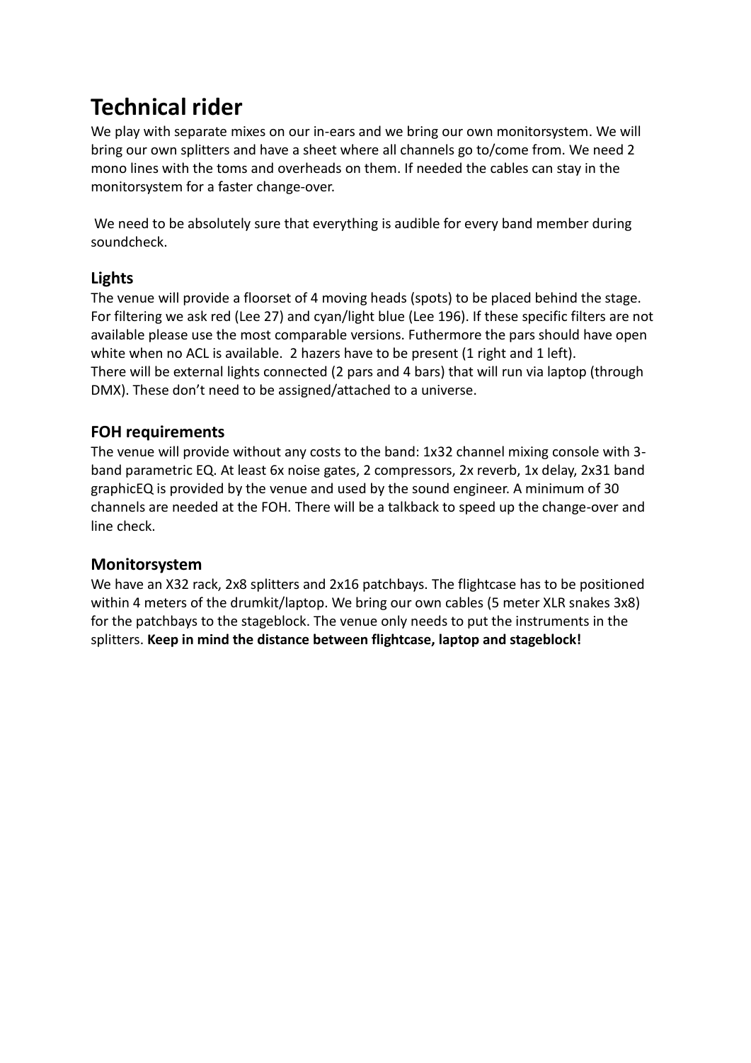# Technical rider

We play with separate mixes on our in-ears and we bring our own monitorsystem. We will bring our own splitters and have a sheet where all channels go to/come from. We need 2 mono lines with the toms and overheads on them. If needed the cables can stay in the monitorsystem for a faster change-over.

We need to be absolutely sure that everything is audible for every band member during soundcheck.

## Lights

The venue will provide a floorset of 4 moving heads (spots) to be placed behind the stage. For filtering we ask red (Lee 27) and cyan/light blue (Lee 196). If these specific filters are not available please use the most comparable versions. Futhermore the pars should have open white when no ACL is available. 2 hazers have to be present (1 right and 1 left).
There will be external lights connected (2 pars and 4 bars) that will run via laptop (through DMX). These don't need to be assigned/attached to a universe.

## FOH requirements

The venue will provide without any costs to the band: 1x32 channel mixing console with 3-band parametric EQ. At least 6x noise gates, 2 compressors, 2x reverb, 1x delay, 2x31 band graphicEQ is provided by the venue and used by the sound engineer. A minimum of 30 channels are needed at the FOH. There will be a talkback to speed up the change-over and line check.

## Monitorsystem

We have an X32 rack, 2x8 splitters and 2x16 patchbays. The flightcase has to be positioned within 4 meters of the drumkit/laptop. We bring our own cables (5 meter XLR snakes 3x8) for the patchbays to the stageblock. The venue only needs to put the instruments in the splitters. **Keep in mind the distance between flightcase, laptop and stageblock!**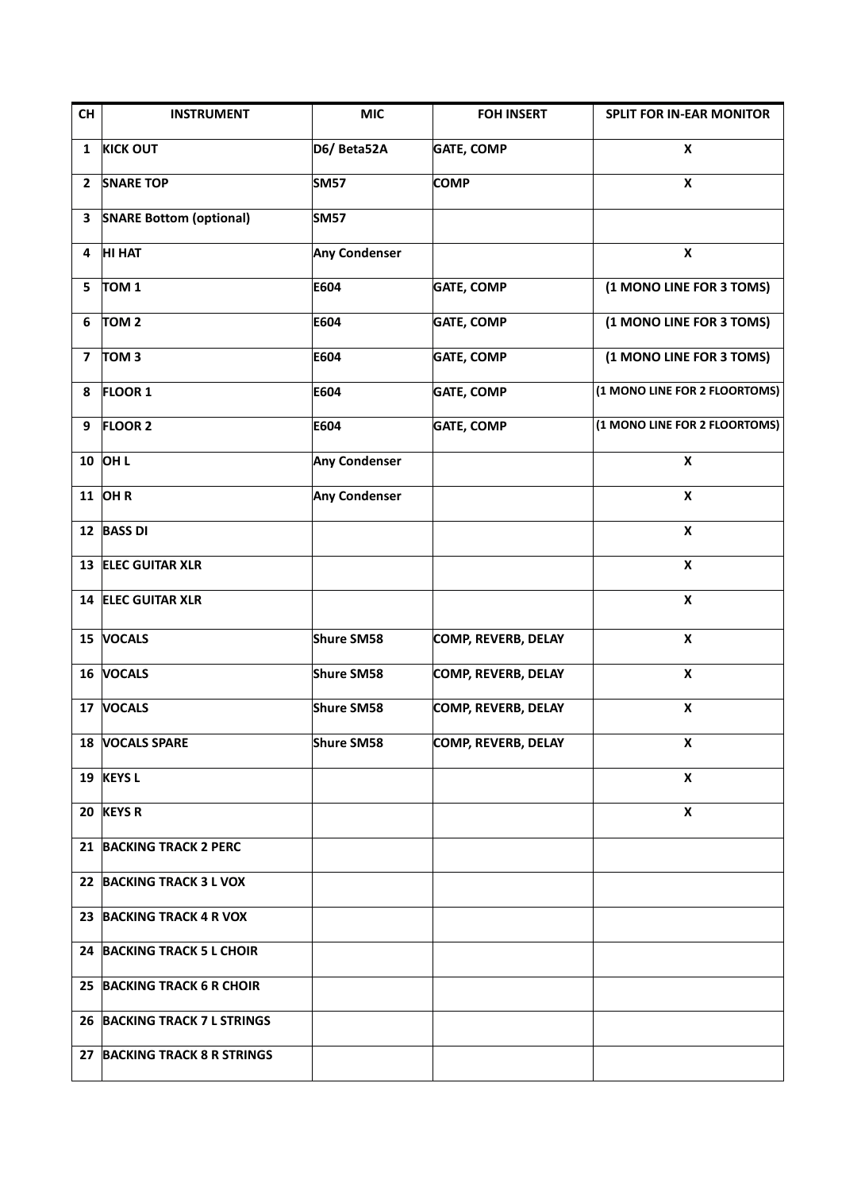| CH | INSTRUMENT | MIC | FOH INSERT | SPLIT FOR IN-EAR MONITOR |
|---|---|---|---|---|
| 1 | KICK OUT | D6/ Beta52A | GATE, COMP | X |
| 2 | SNARE TOP | SM57 | COMP | X |
| 3 | SNARE Bottom (optional) | SM57 | | |
| 4 | HI HAT | Any Condenser | | X |
| 5 | TOM 1 | E604 | GATE, COMP | (1 MONO LINE FOR 3 TOMS) |
| 6 | TOM 2 | E604 | GATE, COMP | (1 MONO LINE FOR 3 TOMS) |
| 7 | TOM 3 | E604 | GATE, COMP | (1 MONO LINE FOR 3 TOMS) |
| 8 | FLOOR 1 | E604 | GATE, COMP | (1 MONO LINE FOR 2 FLOORTOMS) |
| 9 | FLOOR 2 | E604 | GATE, COMP | (1 MONO LINE FOR 2 FLOORTOMS) |
| 10 | OH L | Any Condenser | | X |
| 11 | OH R | Any Condenser | | X |
| 12 | BASS DI | | | X |
| 13 | ELEC GUITAR XLR | | | X |
| 14 | ELEC GUITAR XLR | | | X |
| 15 | VOCALS | Shure SM58 | COMP, REVERB, DELAY | X |
| 16 | VOCALS | Shure SM58 | COMP, REVERB, DELAY | X |
| 17 | VOCALS | Shure SM58 | COMP, REVERB, DELAY | X |
| 18 | VOCALS SPARE | Shure SM58 | COMP, REVERB, DELAY | X |
| 19 | KEYS L | | | X |
| 20 | KEYS R | | | X |
| 21 | BACKING TRACK 2 PERC | | | |
| 22 | BACKING TRACK 3 L VOX | | | |
| 23 | BACKING TRACK 4 R VOX | | | |
| 24 | BACKING TRACK 5 L CHOIR | | | |
| 25 | BACKING TRACK 6 R CHOIR | | | |
| 26 | BACKING TRACK 7 L STRINGS | | | |
| 27 | BACKING TRACK 8 R STRINGS | | | |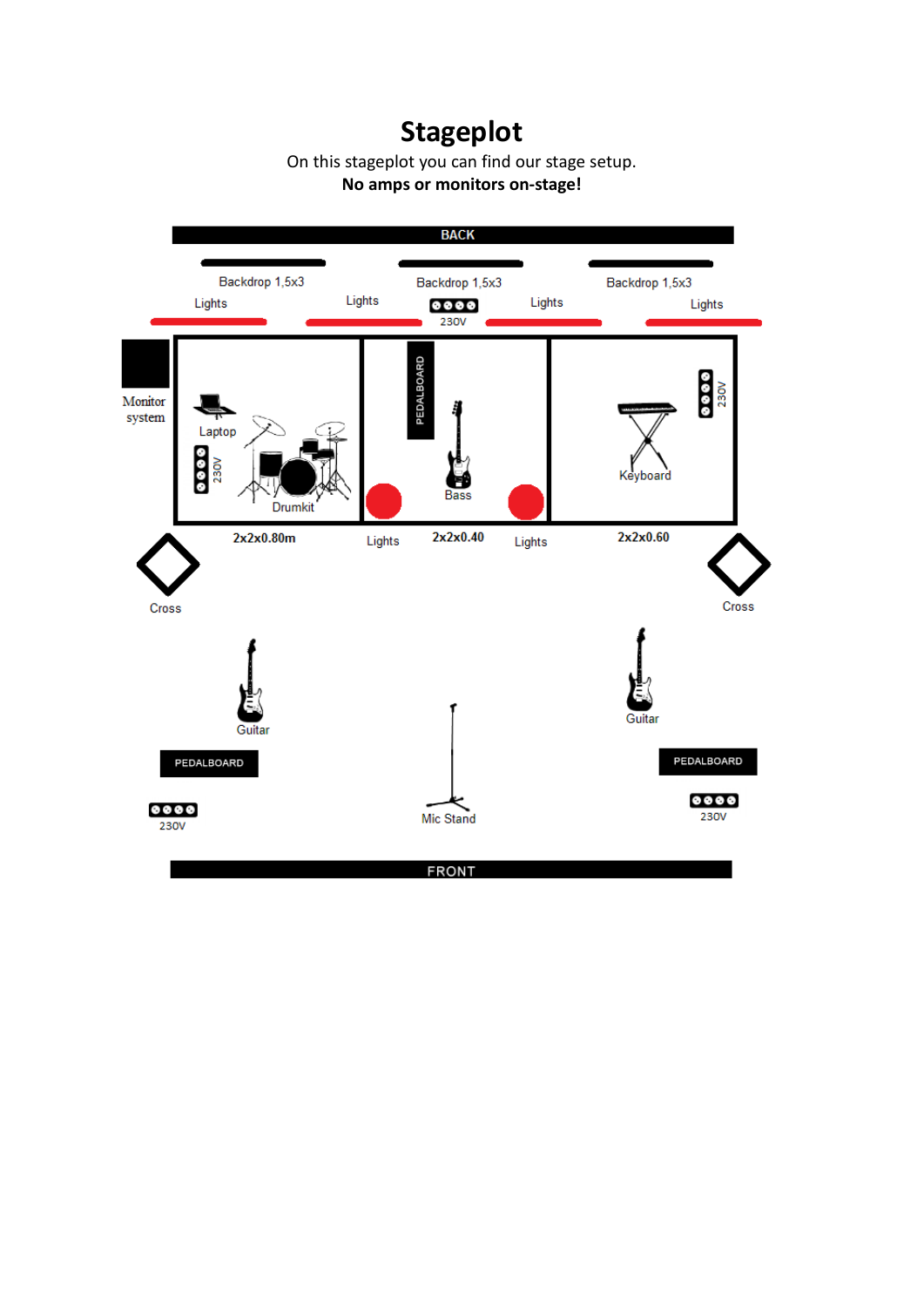# Stageplot

On this stageplot you can find our stage setup.

**No amps or monitors on-stage!**

BACK

Backdrop 1,5x3

Backdrop 1,5x3

Backdrop 1,5x3

Lights

Lights

230V

Lights

Lights

Monitor system

Laptop

230V

Drumkit

PEDALBOARD

Bass

Keyboard

230V

2x2x0.80m

Lights

2x2x0.40

Lights

2x2x0.60

Cross

Cross

Guitar

Guitar

PEDALBOARD

PEDALBOARD

230V

Mic Stand

230V

FRONT